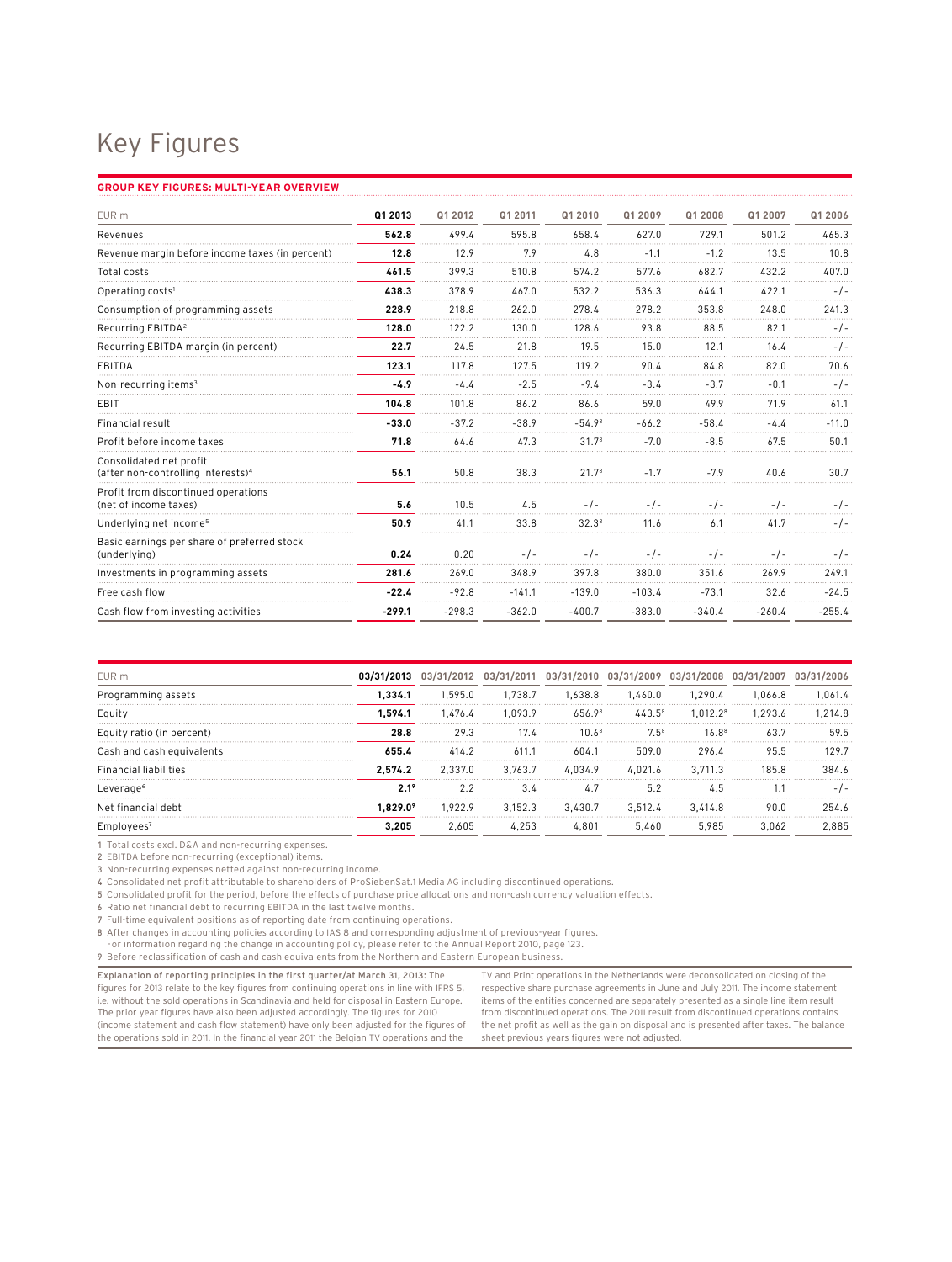# Key Figures

**GROUP KEY FIGURES: MULTI-YEAR OVERVIEW**

| EUR m | Q1 2013 | Q1 2012 | Q1 2011 | Q1 2010 | Q1 2009 | Q1 2008 | Q1 2007 | Q1 2006 |
|---|---|---|---|---|---|---|---|---|
| Revenues | **562.8** | 499.4 | 595.8 | 658.4 | 627.0 | 729.1 | 501.2 | 465.3 |
| Revenue margin before income taxes (in percent) | **12.8** | 12.9 | 7.9 | 4.8 | -1.1 | -1.2 | 13.5 | 10.8 |
| Total costs | **461.5** | 399.3 | 510.8 | 574.2 | 577.6 | 682.7 | 432.2 | 407.0 |
| Operating costs[1] | **438.3** | 378.9 | 467.0 | 532.2 | 536.3 | 644.1 | 422.1 | -/- |
| Consumption of programming assets | **228.9** | 218.8 | 262.0 | 278.4 | 278.2 | 353.8 | 248.0 | 241.3 |
| Recurring EBITDA[2] | **128.0** | 122.2 | 130.0 | 128.6 | 93.8 | 88.5 | 82.1 | -/- |
| Recurring EBITDA margin (in percent) | **22.7** | 24.5 | 21.8 | 19.5 | 15.0 | 12.1 | 16.4 | -/- |
| EBITDA | **123.1** | 117.8 | 127.5 | 119.2 | 90.4 | 84.8 | 82.0 | 70.6 |
| Non-recurring items[3] | **-4.9** | -4.4 | -2.5 | -9.4 | -3.4 | -3.7 | -0.1 | -/- |
| EBIT | **104.8** | 101.8 | 86.2 | 86.6 | 59.0 | 49.9 | 71.9 | 61.1 |
| Financial result | **-33.0** | -37.2 | -38.9 | -54.9[8] | -66.2 | -58.4 | -4.4 | -11.0 |
| Profit before income taxes | **71.8** | 64.6 | 47.3 | 31.7[8] | -7.0 | -8.5 | 67.5 | 50.1 |
| Consolidated net profit (after non-controlling interests)[4] | **56.1** | 50.8 | 38.3 | 21.7[8] | -1.7 | -7.9 | 40.6 | 30.7 |
| Profit from discontinued operations (net of income taxes) | **5.6** | 10.5 | 4.5 | -/- | -/- | -/- | -/- | -/- |
| Underlying net income[5] | **50.9** | 41.1 | 33.8 | 32.3[8] | 11.6 | 6.1 | 41.7 | -/- |
| Basic earnings per share of preferred stock (underlying) | **0.24** | 0.20 | -/- | -/- | -/- | -/- | -/- | -/- |
| Investments in programming assets | **281.6** | 269.0 | 348.9 | 397.8 | 380.0 | 351.6 | 269.9 | 249.1 |
| Free cash flow | **-22.4** | -92.8 | -141.1 | -139.0 | -103.4 | -73.1 | 32.6 | -24.5 |
| Cash flow from investing activities | **-299.1** | -298.3 | -362.0 | -400.7 | -383.0 | -340.4 | -260.4 | -255.4 |

| EUR m | 03/31/2013 | 03/31/2012 | 03/31/2011 | 03/31/2010 | 03/31/2009 | 03/31/2008 | 03/31/2007 | 03/31/2006 |
|---|---|---|---|---|---|---|---|---|
| Programming assets | **1,334.1** | 1,595.0 | 1,738.7 | 1,638.8 | 1,460.0 | 1,290.4 | 1,066.8 | 1,061.4 |
| Equity | **1,594.1** | 1,476.4 | 1,093.9 | 656.9[8] | 443.5[8] | 1,012.2[8] | 1,293.6 | 1,214.8 |
| Equity ratio (in percent) | **28.8** | 29.3 | 17.4 | 10.6[8] | 7.5[8] | 16.8[8] | 63.7 | 59.5 |
| Cash and cash equivalents | **655.4** | 414.2 | 611.1 | 604.1 | 509.0 | 296.4 | 95.5 | 129.7 |
| Financial liabilities | **2,574.2** | 2,337.0 | 3,763.7 | 4,034.9 | 4,021.6 | 3,711.3 | 185.8 | 384.6 |
| Leverage[6] | **2.1[9]** | 2.2 | 3.4 | 4.7 | 5.2 | 4.5 | 1.1 | -/- |
| Net financial debt | **1,829.0[9]** | 1,922.9 | 3,152.3 | 3,430.7 | 3,512.4 | 3,414.8 | 90.0 | 254.6 |
| Employees[7] | **3,205** | 2,605 | 4,253 | 4,801 | 5,460 | 5,985 | 3,062 | 2,885 |

1 Total costs excl. D&A and non-recurring expenses.
2 EBITDA before non-recurring (exceptional) items.
3 Non-recurring expenses netted against non-recurring income.
4 Consolidated net profit attributable to shareholders of ProSiebenSat.1 Media AG including discontinued operations.
5 Consolidated profit for the period, before the effects of purchase price allocations and non-cash currency valuation effects.
6 Ratio net financial debt to recurring EBITDA in the last twelve months.
7 Full-time equivalent positions as of reporting date from continuing operations.
8 After changes in accounting policies according to IAS 8 and corresponding adjustment of previous-year figures.
For information regarding the change in accounting policy, please refer to the Annual Report 2010, page 123.
9 Before reclassification of cash and cash equivalents from the Northern and Eastern European business.

**Explanation of reporting principles in the first quarter/at March 31, 2013:** The figures for 2013 relate to the key figures from continuing operations in line with IFRS 5, i.e. without the sold operations in Scandinavia and held for disposal in Eastern Europe. The prior year figures have also been adjusted accordingly. The figures for 2010 (income statement and cash flow statement) have only been adjusted for the figures of the operations sold in 2011. In the financial year 2011 the Belgian TV operations and the TV and Print operations in the Netherlands were deconsolidated on closing of the respective share purchase agreements in June and July 2011. The income statement items of the entities concerned are separately presented as a single line item result from discontinued operations. The 2011 result from discontinued operations contains the net profit as well as the gain on disposal and is presented after taxes. The balance sheet previous years figures were not adjusted.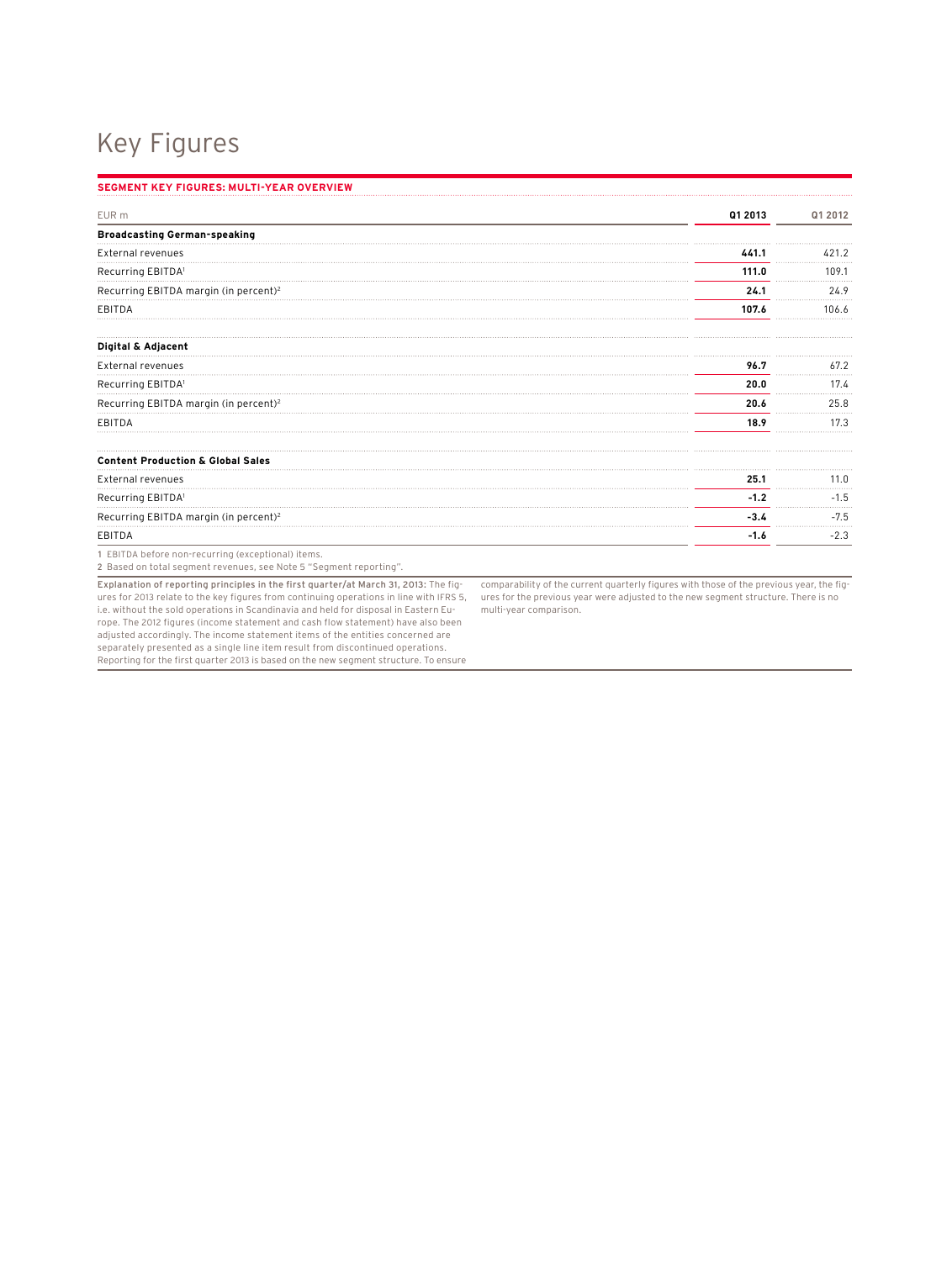# Key Figures

**SEGMENT KEY FIGURES: MULTI-YEAR OVERVIEW**

| EUR m | Q1 2013 | Q1 2012 |
|---|---|---|
| **Broadcasting German-speaking** | | |
| External revenues | **441.1** | 421.2 |
| Recurring EBITDA[1] | **111.0** | 109.1 |
| Recurring EBITDA margin (in percent)[2] | **24.1** | 24.9 |
| EBITDA | **107.6** | 106.6 |
| **Digital & Adjacent** | | |
| External revenues | **96.7** | 67.2 |
| Recurring EBITDA[1] | **20.0** | 17.4 |
| Recurring EBITDA margin (in percent)[2] | **20.6** | 25.8 |
| EBITDA | **18.9** | 17.3 |
| **Content Production & Global Sales** | | |
| External revenues | **25.1** | 11.0 |
| Recurring EBITDA[1] | **-1.2** | -1.5 |
| Recurring EBITDA margin (in percent)[2] | **-3.4** | -7.5 |
| EBITDA | **-1.6** | -2.3 |

1 EBITDA before non-recurring (exceptional) items.
2 Based on total segment revenues, see Note 5 "Segment reporting".

**Explanation of reporting principles in the first quarter/at March 31, 2013:** The figures for 2013 relate to the key figures from continuing operations in line with IFRS 5, i.e. without the sold operations in Scandinavia and held for disposal in Eastern Europe. The 2012 figures (income statement and cash flow statement) have also been adjusted accordingly. The income statement items of the entities concerned are separately presented as a single line item result from discontinued operations. Reporting for the first quarter 2013 is based on the new segment structure. To ensure comparability of the current quarterly figures with those of the previous year, the figures for the previous year were adjusted to the new segment structure. There is no multi-year comparison.